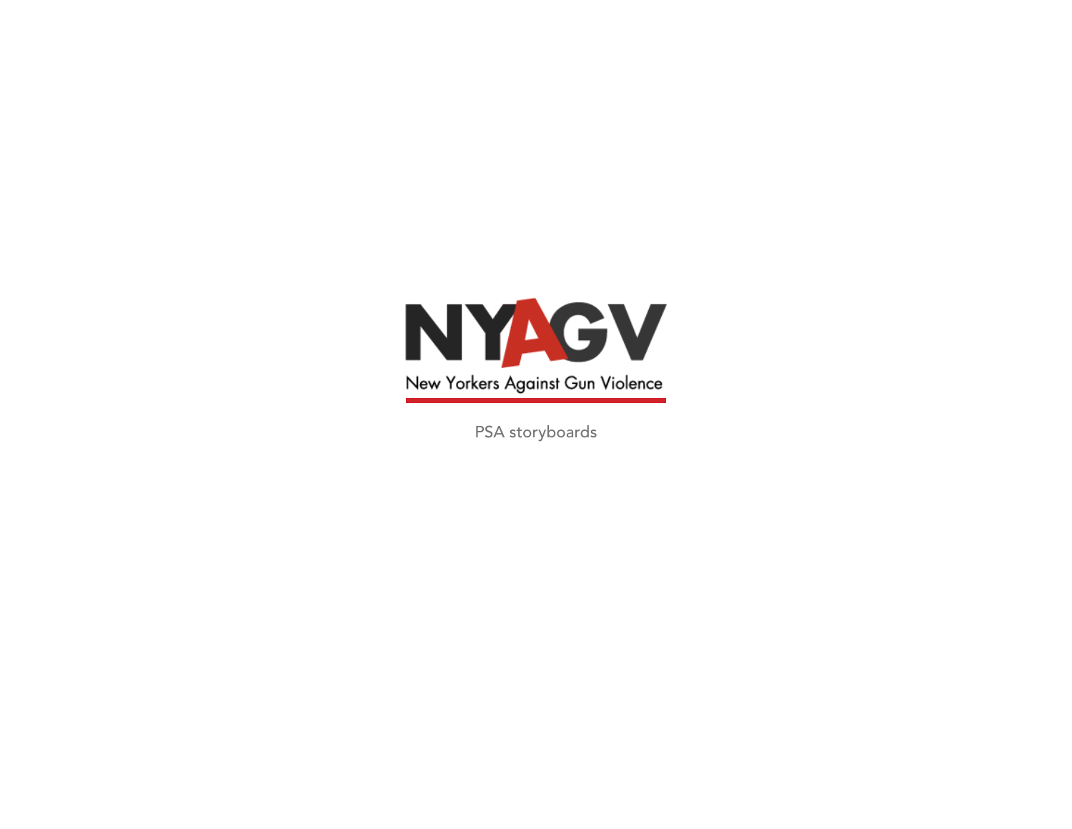# NYAGV

New Yorkers Against Gun Violence

PSA storyboards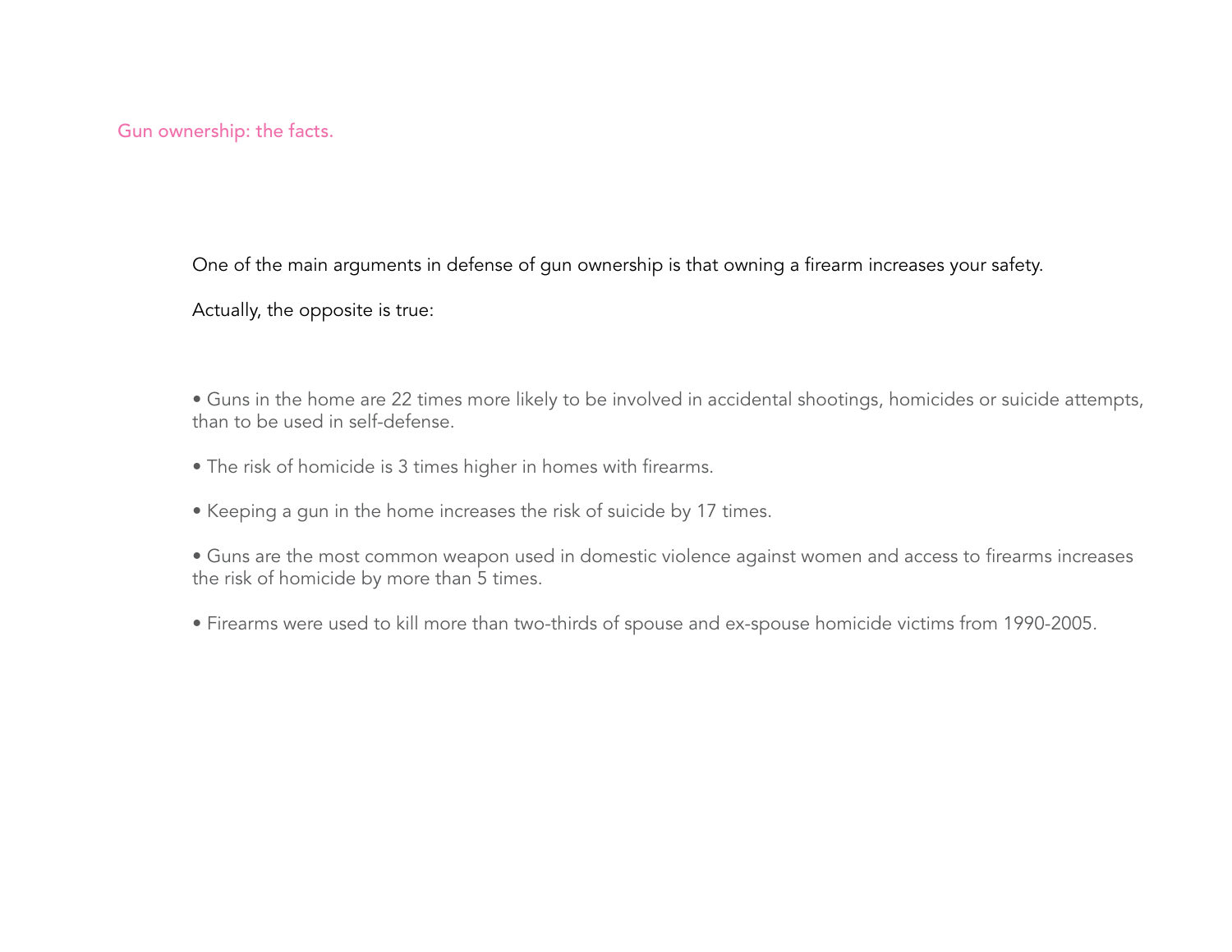## Gun ownership: the facts.

One of the main arguments in defense of gun ownership is that owning a firearm increases your safety.

Actually, the opposite is true:

- Guns in the home are 22 times more likely to be involved in accidental shootings, homicides or suicide attempts, than to be used in self-defense.
- The risk of homicide is 3 times higher in homes with firearms.
- Keeping a gun in the home increases the risk of suicide by 17 times.
- Guns are the most common weapon used in domestic violence against women and access to firearms increases the risk of homicide by more than 5 times.
- Firearms were used to kill more than two-thirds of spouse and ex-spouse homicide victims from 1990-2005.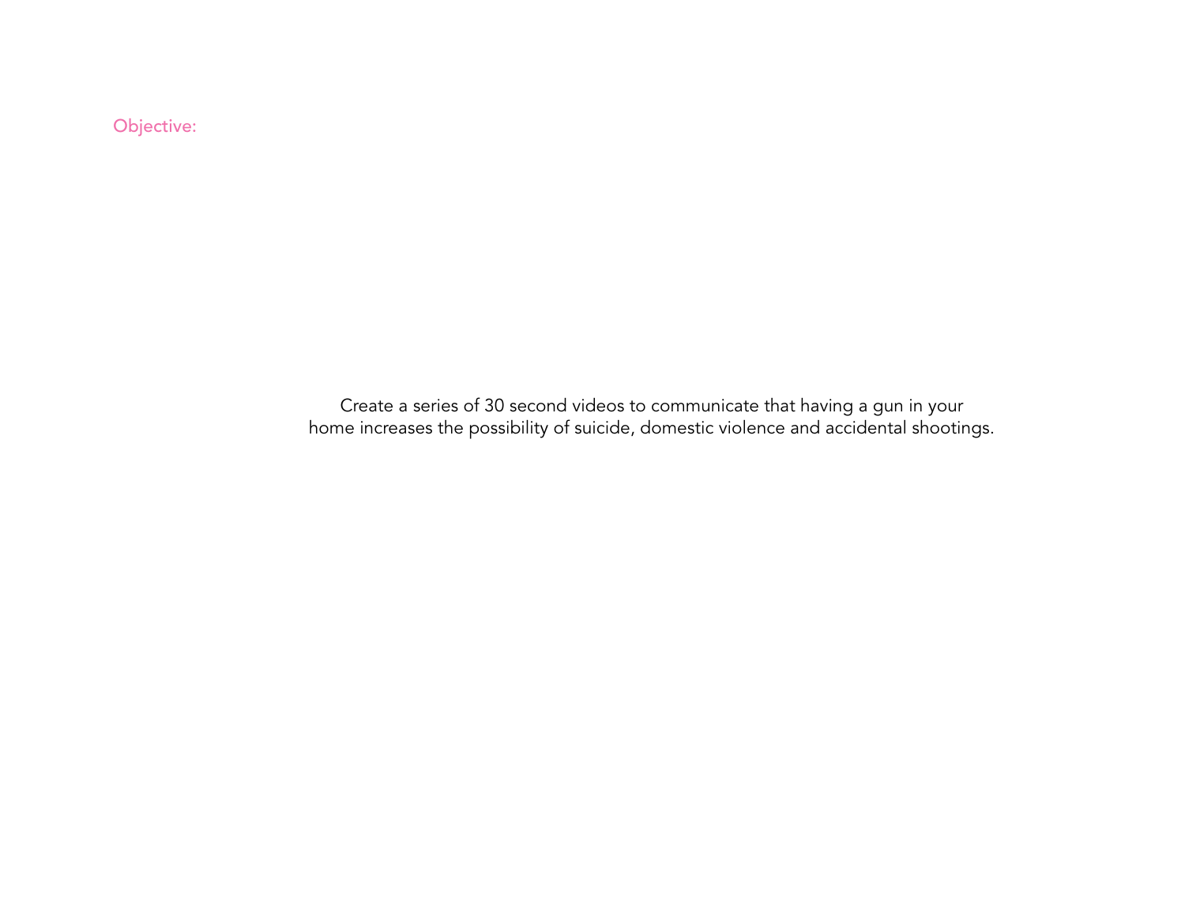## Objective:

Create a series of 30 second videos to communicate that having a gun in your home increases the possibility of suicide, domestic violence and accidental shootings.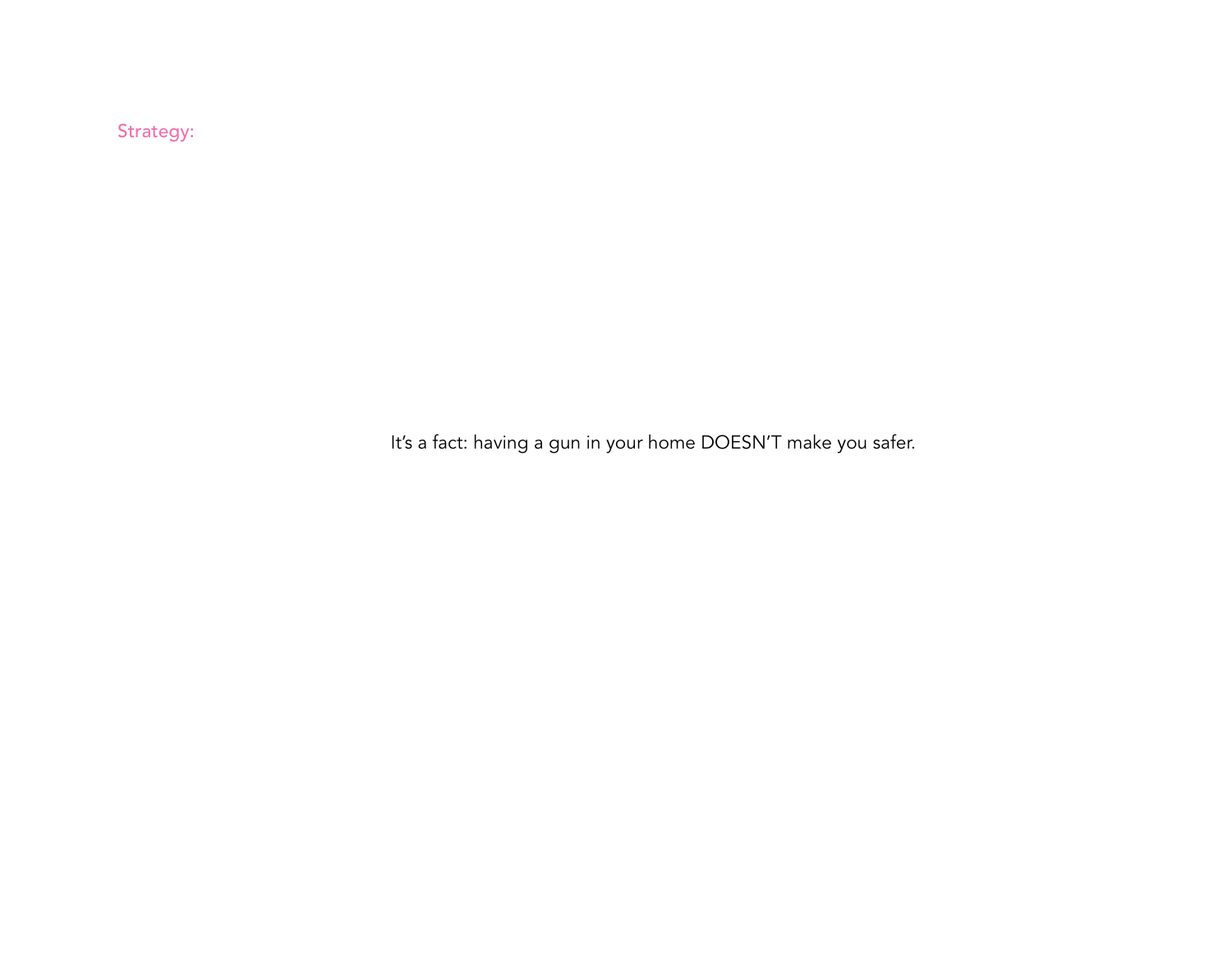Strategy:

It's a fact: having a gun in your home DOESN'T make you safer.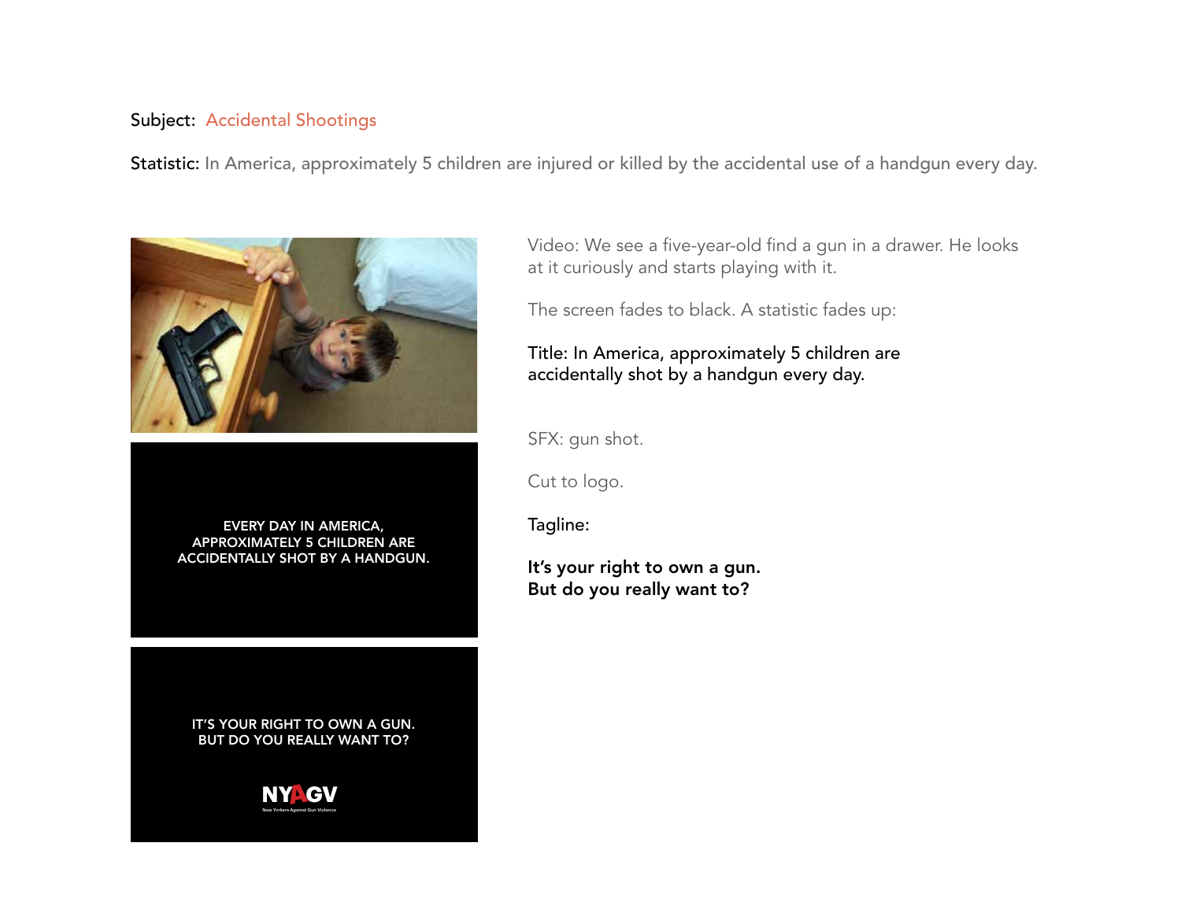Subject: Accidental Shootings

Statistic: In America, approximately 5 children are injured or killed by the accidental use of a handgun every day.

EVERY DAY IN AMERICA, APPROXIMATELY 5 CHILDREN ARE ACCIDENTALLY SHOT BY A HANDGUN.

IT'S YOUR RIGHT TO OWN A GUN. BUT DO YOU REALLY WANT TO?

NYAGV

New Yorkers Against Gun Violence

Video: We see a five-year-old find a gun in a drawer. He looks at it curiously and starts playing with it.

The screen fades to black. A statistic fades up:

Title: In America, approximately 5 children are accidentally shot by a handgun every day.

SFX: gun shot.

Cut to logo.

Tagline:

**It's your right to own a gun.**
**But do you really want to?**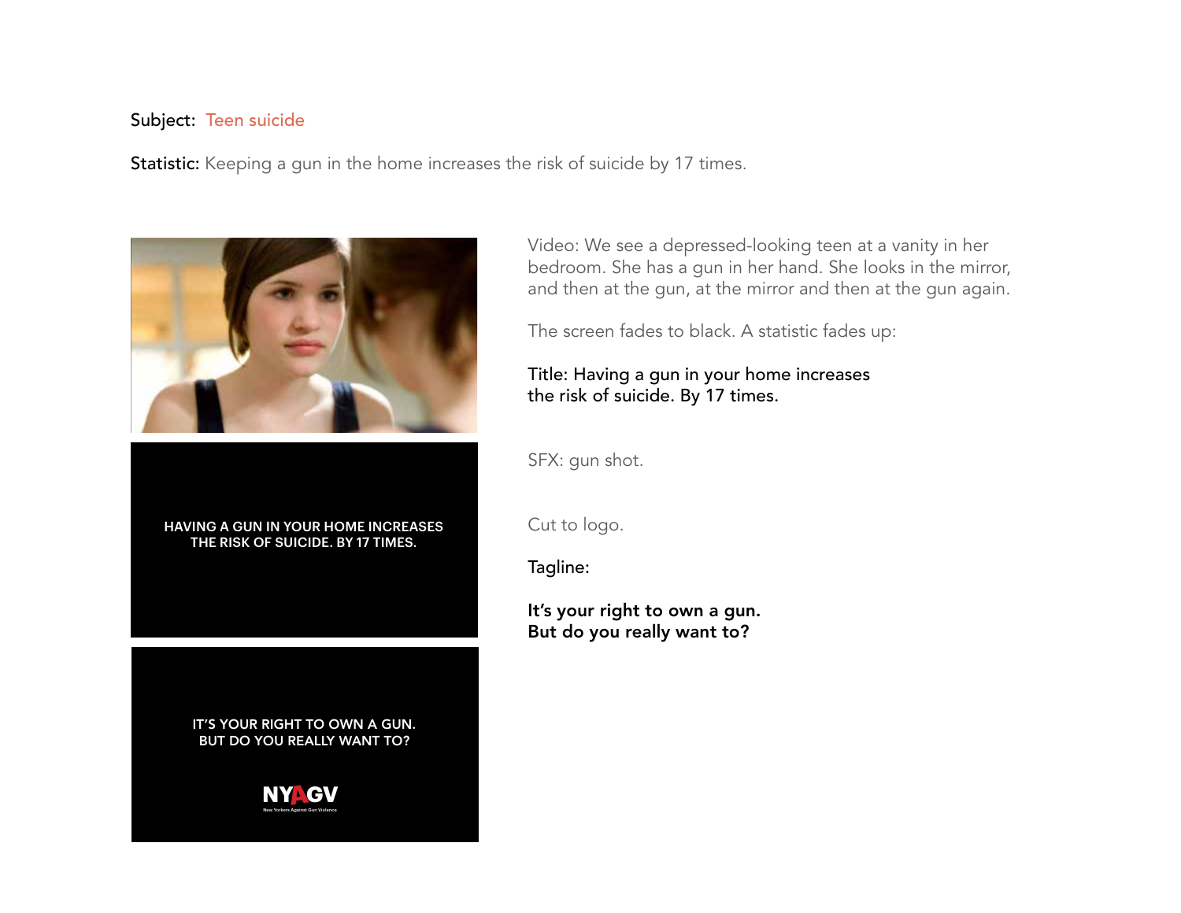Subject: Teen suicide

Statistic: Keeping a gun in the home increases the risk of suicide by 17 times.

HAVING A GUN IN YOUR HOME INCREASES THE RISK OF SUICIDE. BY 17 TIMES.

IT'S YOUR RIGHT TO OWN A GUN. BUT DO YOU REALLY WANT TO?

NYAGV

New Yorkers Against Gun Violence

Video: We see a depressed-looking teen at a vanity in her bedroom. She has a gun in her hand. She looks in the mirror, and then at the gun, at the mirror and then at the gun again.

The screen fades to black. A statistic fades up:

Title: Having a gun in your home increases the risk of suicide. By 17 times.

SFX: gun shot.

Cut to logo.

Tagline:

**It's your right to own a gun. But do you really want to?**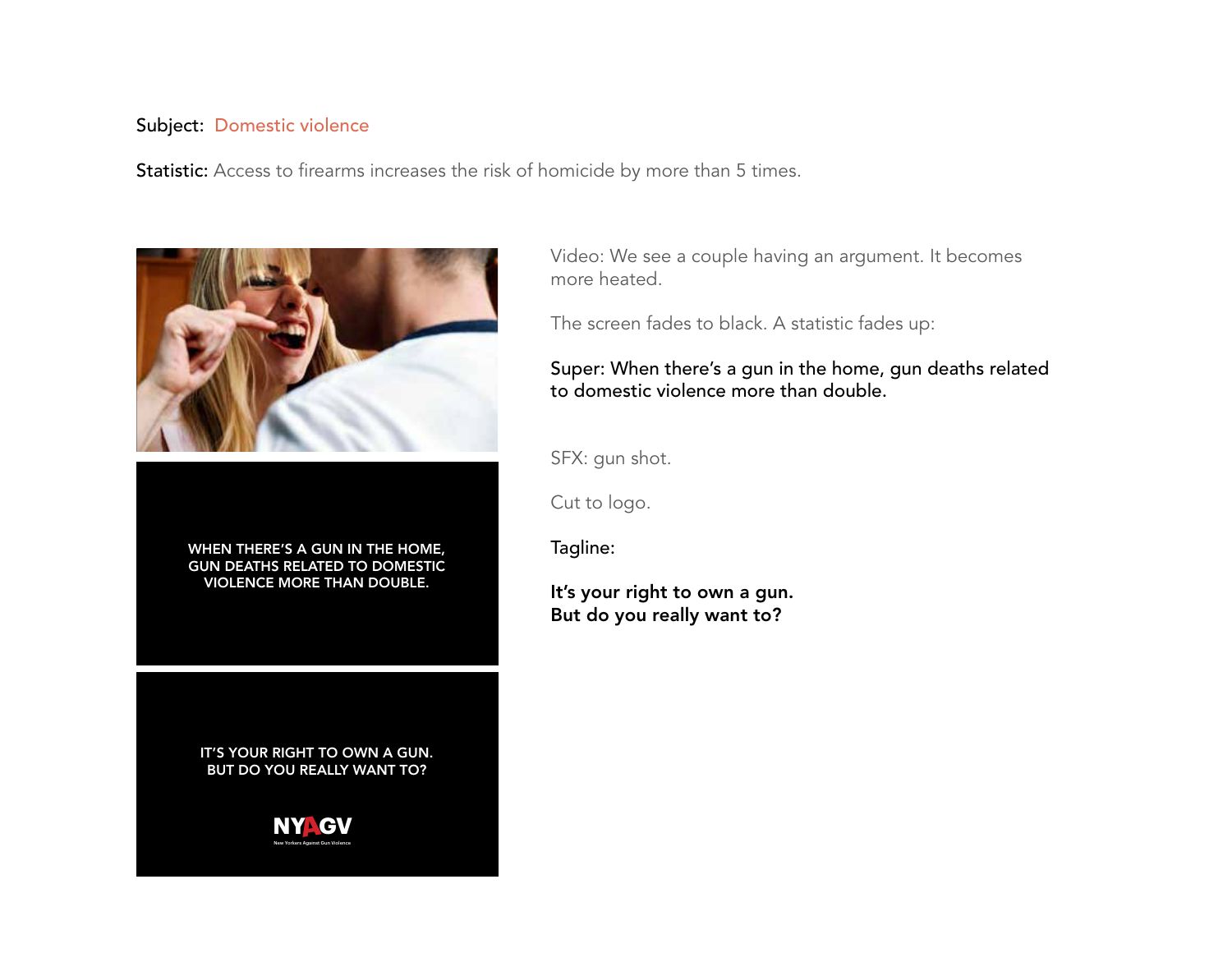Subject: Domestic violence

**Statistic:** Access to firearms increases the risk of homicide by more than 5 times.

WHEN THERE'S A GUN IN THE HOME, GUN DEATHS RELATED TO DOMESTIC VIOLENCE MORE THAN DOUBLE.

IT'S YOUR RIGHT TO OWN A GUN.
BUT DO YOU REALLY WANT TO?

NYAGV
New Yorkers Against Gun Violence

Video: We see a couple having an argument. It becomes more heated.

The screen fades to black. A statistic fades up:

Super: When there's a gun in the home, gun deaths related to domestic violence more than double.

SFX: gun shot.

Cut to logo.

Tagline:

**It's your right to own a gun.**
**But do you really want to?**